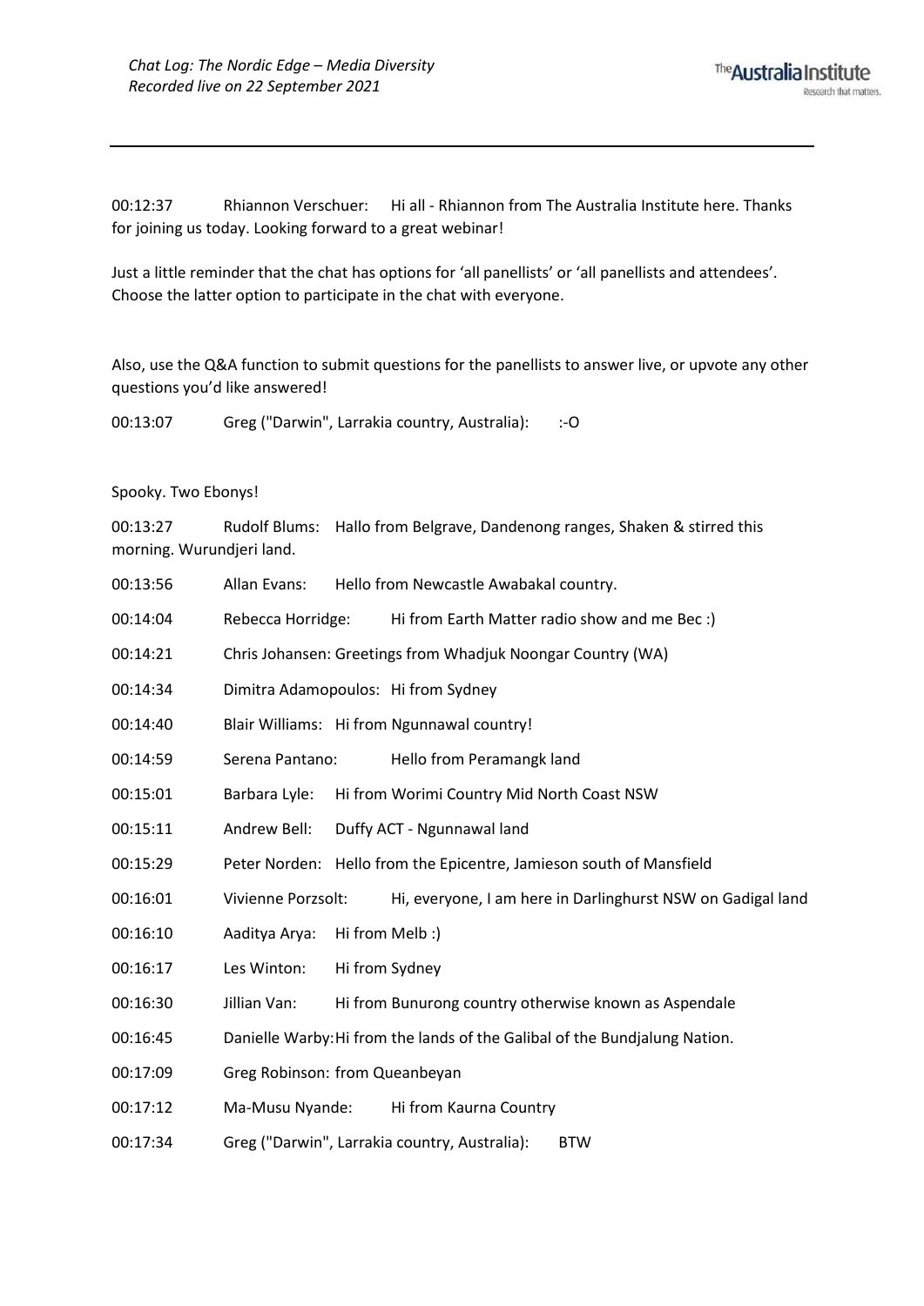*Chat Log: The Nordic Edge – Media Diversity*
*Recorded live on 22 September 2021*

---

00:12:37 Rhiannon Verschuer: Hi all - Rhiannon from The Australia Institute here. Thanks for joining us today. Looking forward to a great webinar!

Just a little reminder that the chat has options for 'all panellists' or 'all panellists and attendees'. Choose the latter option to participate in the chat with everyone.

Also, use the Q&A function to submit questions for the panellists to answer live, or upvote any other questions you'd like answered!

00:13:07 Greg ("Darwin", Larrakia country, Australia): :-O

Spooky. Two Ebonys!

00:13:27 Rudolf Blums: Hallo from Belgrave, Dandenong ranges, Shaken & stirred this morning. Wurundjeri land.

00:13:56 Allan Evans: Hello from Newcastle Awabakal country.

00:14:04 Rebecca Horridge: Hi from Earth Matter radio show and me Bec :)

00:14:21 Chris Johansen: Greetings from Whadjuk Noongar Country (WA)

00:14:34 Dimitra Adamopoulos: Hi from Sydney

00:14:40 Blair Williams: Hi from Ngunnawal country!

00:14:59 Serena Pantano: Hello from Peramangk land

00:15:01 Barbara Lyle: Hi from Worimi Country Mid North Coast NSW

00:15:11 Andrew Bell: Duffy ACT - Ngunnawal land

00:15:29 Peter Norden: Hello from the Epicentre, Jamieson south of Mansfield

00:16:01 Vivienne Porzsolt: Hi, everyone, I am here in Darlinghurst NSW on Gadigal land

00:16:10 Aaditya Arya: Hi from Melb :)

00:16:17 Les Winton: Hi from Sydney

00:16:30 Jillian Van: Hi from Bunurong country otherwise known as Aspendale

00:16:45 Danielle Warby: Hi from the lands of the Galibal of the Bundjalung Nation.

00:17:09 Greg Robinson: from Queanbeyan

00:17:12 Ma-Musu Nyande: Hi from Kaurna Country

00:17:34 Greg ("Darwin", Larrakia country, Australia): BTW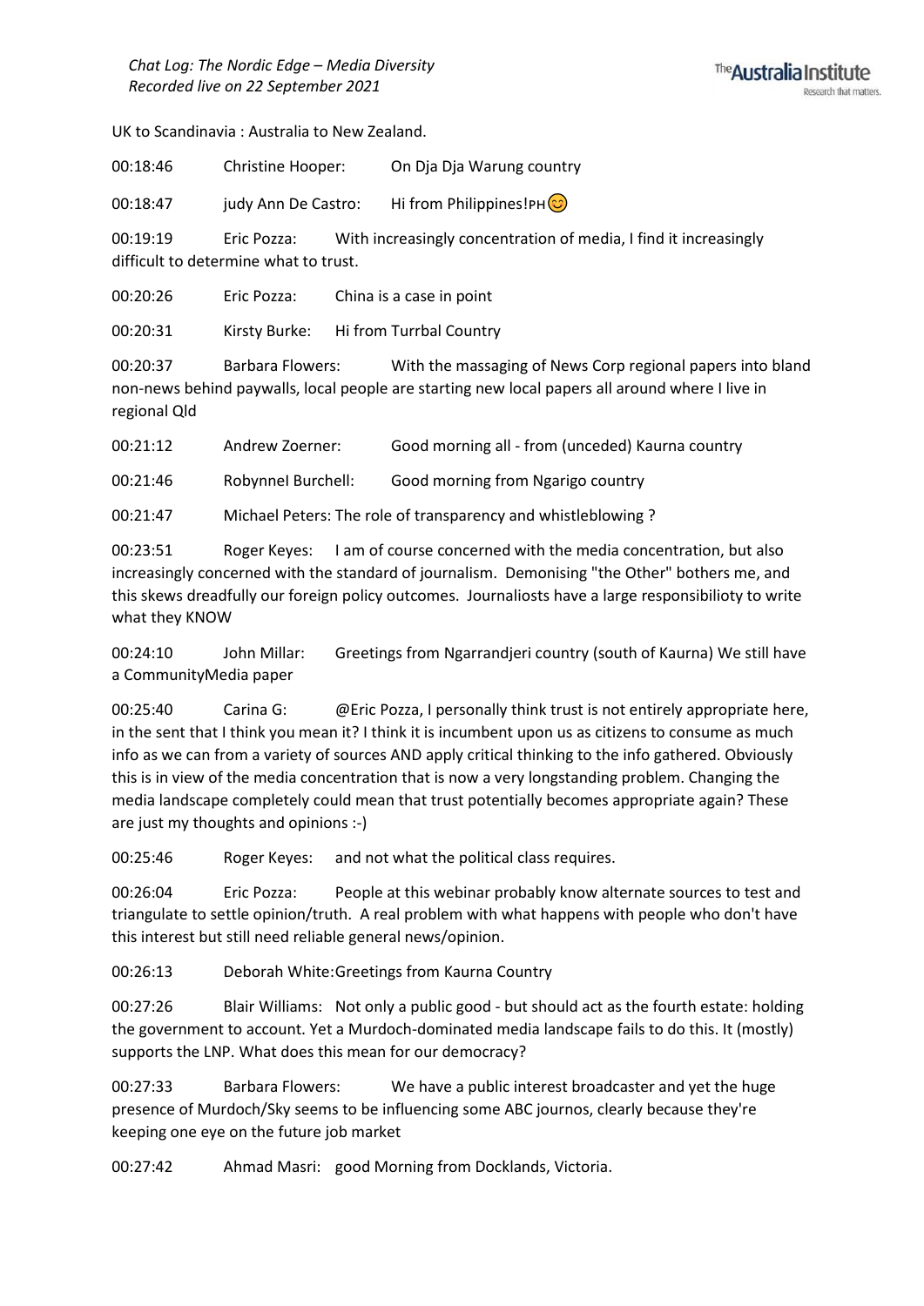UK to Scandinavia : Australia to New Zealand.

00:18:46 Christine Hooper: On Dja Dja Warung country

00:18:47 judy Ann De Castro: Hi from Philippines!PH😊

00:19:19 Eric Pozza: With increasingly concentration of media, I find it increasingly difficult to determine what to trust.

00:20:26 Eric Pozza: China is a case in point

00:20:31 Kirsty Burke: Hi from Turrbal Country

00:20:37 Barbara Flowers: With the massaging of News Corp regional papers into bland non-news behind paywalls, local people are starting new local papers all around where I live in regional Qld

00:21:12 Andrew Zoerner: Good morning all - from (unceded) Kaurna country

00:21:46 Robynnel Burchell: Good morning from Ngarigo country

00:21:47 Michael Peters: The role of transparency and whistleblowing ?

00:23:51 Roger Keyes: I am of course concerned with the media concentration, but also increasingly concerned with the standard of journalism. Demonising "the Other" bothers me, and this skews dreadfully our foreign policy outcomes. Journaliosts have a large responsibilioty to write what they KNOW

00:24:10 John Millar: Greetings from Ngarrandjeri country (south of Kaurna) We still have a CommunityMedia paper

00:25:40 Carina G: @Eric Pozza, I personally think trust is not entirely appropriate here, in the sent that I think you mean it? I think it is incumbent upon us as citizens to consume as much info as we can from a variety of sources AND apply critical thinking to the info gathered. Obviously this is in view of the media concentration that is now a very longstanding problem. Changing the media landscape completely could mean that trust potentially becomes appropriate again? These are just my thoughts and opinions :-)

00:25:46 Roger Keyes: and not what the political class requires.

00:26:04 Eric Pozza: People at this webinar probably know alternate sources to test and triangulate to settle opinion/truth. A real problem with what happens with people who don't have this interest but still need reliable general news/opinion.

00:26:13 Deborah White:Greetings from Kaurna Country

00:27:26 Blair Williams: Not only a public good - but should act as the fourth estate: holding the government to account. Yet a Murdoch-dominated media landscape fails to do this. It (mostly) supports the LNP. What does this mean for our democracy?

00:27:33 Barbara Flowers: We have a public interest broadcaster and yet the huge presence of Murdoch/Sky seems to be influencing some ABC journos, clearly because they're keeping one eye on the future job market

00:27:42 Ahmad Masri: good Morning from Docklands, Victoria.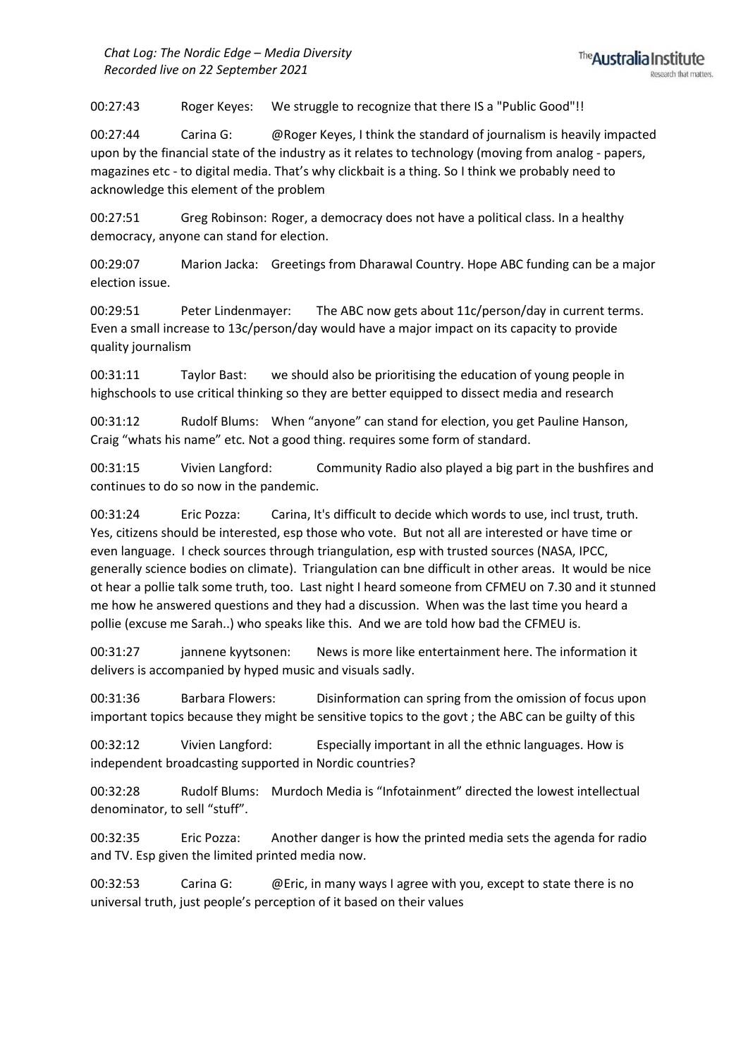00:27:43 Roger Keyes: We struggle to recognize that there IS a "Public Good"!!

00:27:44 Carina G: @Roger Keyes, I think the standard of journalism is heavily impacted upon by the financial state of the industry as it relates to technology (moving from analog - papers, magazines etc - to digital media. That's why clickbait is a thing. So I think we probably need to acknowledge this element of the problem

00:27:51 Greg Robinson: Roger, a democracy does not have a political class. In a healthy democracy, anyone can stand for election.

00:29:07 Marion Jacka: Greetings from Dharawal Country. Hope ABC funding can be a major election issue.

00:29:51 Peter Lindenmayer: The ABC now gets about 11c/person/day in current terms. Even a small increase to 13c/person/day would have a major impact on its capacity to provide quality journalism

00:31:11 Taylor Bast: we should also be prioritising the education of young people in highschools to use critical thinking so they are better equipped to dissect media and research

00:31:12 Rudolf Blums: When "anyone" can stand for election, you get Pauline Hanson, Craig "whats his name" etc. Not a good thing. requires some form of standard.

00:31:15 Vivien Langford: Community Radio also played a big part in the bushfires and continues to do so now in the pandemic.

00:31:24 Eric Pozza: Carina, It's difficult to decide which words to use, incl trust, truth. Yes, citizens should be interested, esp those who vote. But not all are interested or have time or even language. I check sources through triangulation, esp with trusted sources (NASA, IPCC, generally science bodies on climate). Triangulation can bne difficult in other areas. It would be nice ot hear a pollie talk some truth, too. Last night I heard someone from CFMEU on 7.30 and it stunned me how he answered questions and they had a discussion. When was the last time you heard a pollie (excuse me Sarah..) who speaks like this. And we are told how bad the CFMEU is.

00:31:27 jannene kyytsonen: News is more like entertainment here. The information it delivers is accompanied by hyped music and visuals sadly.

00:31:36 Barbara Flowers: Disinformation can spring from the omission of focus upon important topics because they might be sensitive topics to the govt ; the ABC can be guilty of this

00:32:12 Vivien Langford: Especially important in all the ethnic languages. How is independent broadcasting supported in Nordic countries?

00:32:28 Rudolf Blums: Murdoch Media is "Infotainment" directed the lowest intellectual denominator, to sell "stuff".

00:32:35 Eric Pozza: Another danger is how the printed media sets the agenda for radio and TV. Esp given the limited printed media now.

00:32:53 Carina G: @Eric, in many ways I agree with you, except to state there is no universal truth, just people's perception of it based on their values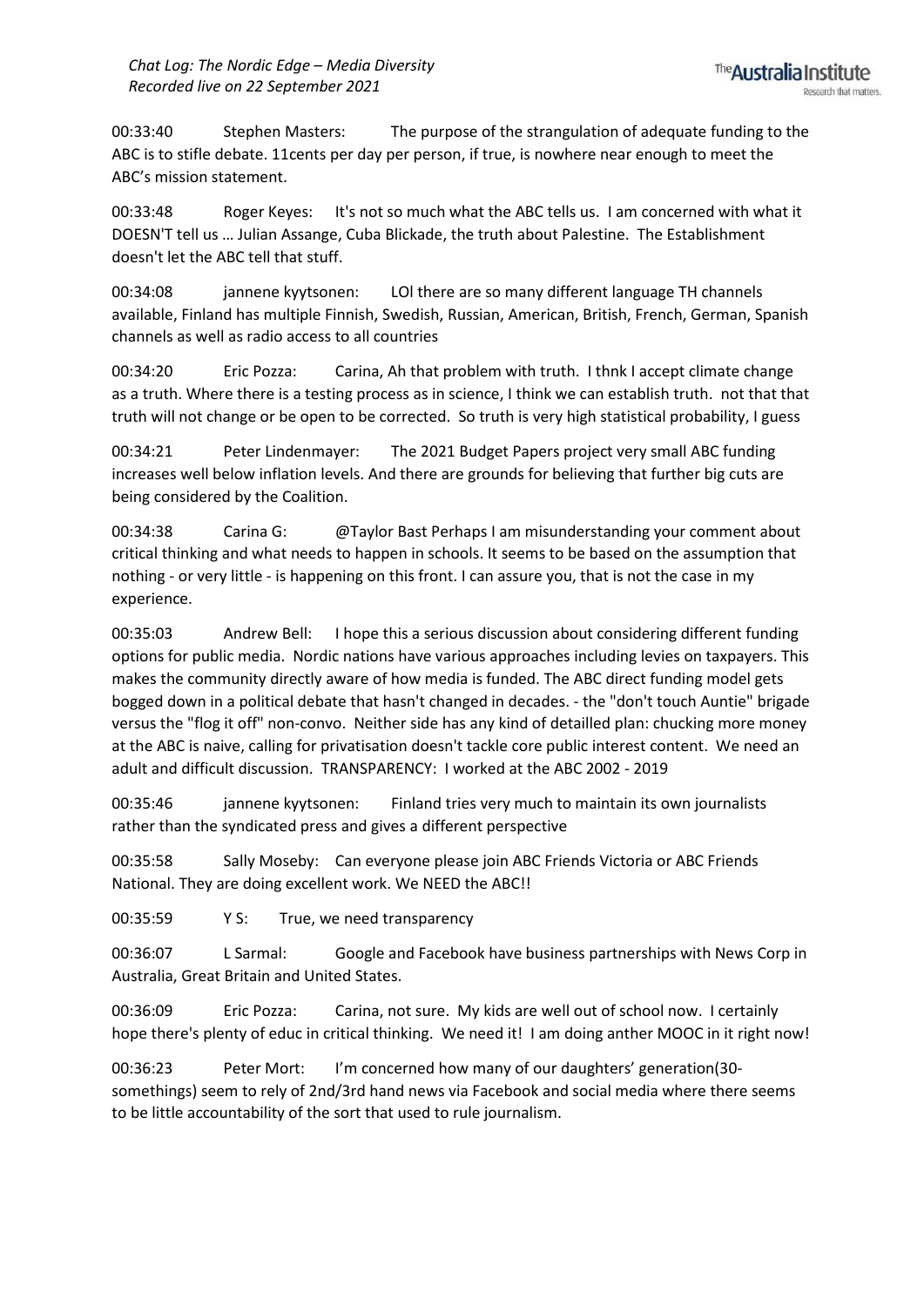00:33:40 Stephen Masters: The purpose of the strangulation of adequate funding to the ABC is to stifle debate. 11cents per day per person, if true, is nowhere near enough to meet the ABC's mission statement.

00:33:48 Roger Keyes: It's not so much what the ABC tells us. I am concerned with what it DOESN'T tell us … Julian Assange, Cuba Blickade, the truth about Palestine. The Establishment doesn't let the ABC tell that stuff.

00:34:08 jannene kyytsonen: LOl there are so many different language TH channels available, Finland has multiple Finnish, Swedish, Russian, American, British, French, German, Spanish channels as well as radio access to all countries

00:34:20 Eric Pozza: Carina, Ah that problem with truth. I thnk I accept climate change as a truth. Where there is a testing process as in science, I think we can establish truth. not that that truth will not change or be open to be corrected. So truth is very high statistical probability, I guess

00:34:21 Peter Lindenmayer: The 2021 Budget Papers project very small ABC funding increases well below inflation levels. And there are grounds for believing that further big cuts are being considered by the Coalition.

00:34:38 Carina G: @Taylor Bast Perhaps I am misunderstanding your comment about critical thinking and what needs to happen in schools. It seems to be based on the assumption that nothing - or very little - is happening on this front. I can assure you, that is not the case in my experience.

00:35:03 Andrew Bell: I hope this a serious discussion about considering different funding options for public media. Nordic nations have various approaches including levies on taxpayers. This makes the community directly aware of how media is funded. The ABC direct funding model gets bogged down in a political debate that hasn't changed in decades. - the "don't touch Auntie" brigade versus the "flog it off" non-convo. Neither side has any kind of detailled plan: chucking more money at the ABC is naive, calling for privatisation doesn't tackle core public interest content. We need an adult and difficult discussion. TRANSPARENCY: I worked at the ABC 2002 - 2019

00:35:46 jannene kyytsonen: Finland tries very much to maintain its own journalists rather than the syndicated press and gives a different perspective

00:35:58 Sally Moseby: Can everyone please join ABC Friends Victoria or ABC Friends National. They are doing excellent work. We NEED the ABC!!

00:35:59 Y S: True, we need transparency

00:36:07 L Sarmal: Google and Facebook have business partnerships with News Corp in Australia, Great Britain and United States.

00:36:09 Eric Pozza: Carina, not sure. My kids are well out of school now. I certainly hope there's plenty of educ in critical thinking. We need it! I am doing anther MOOC in it right now!

00:36:23 Peter Mort: I'm concerned how many of our daughters' generation(30-somethings) seem to rely of 2nd/3rd hand news via Facebook and social media where there seems to be little accountability of the sort that used to rule journalism.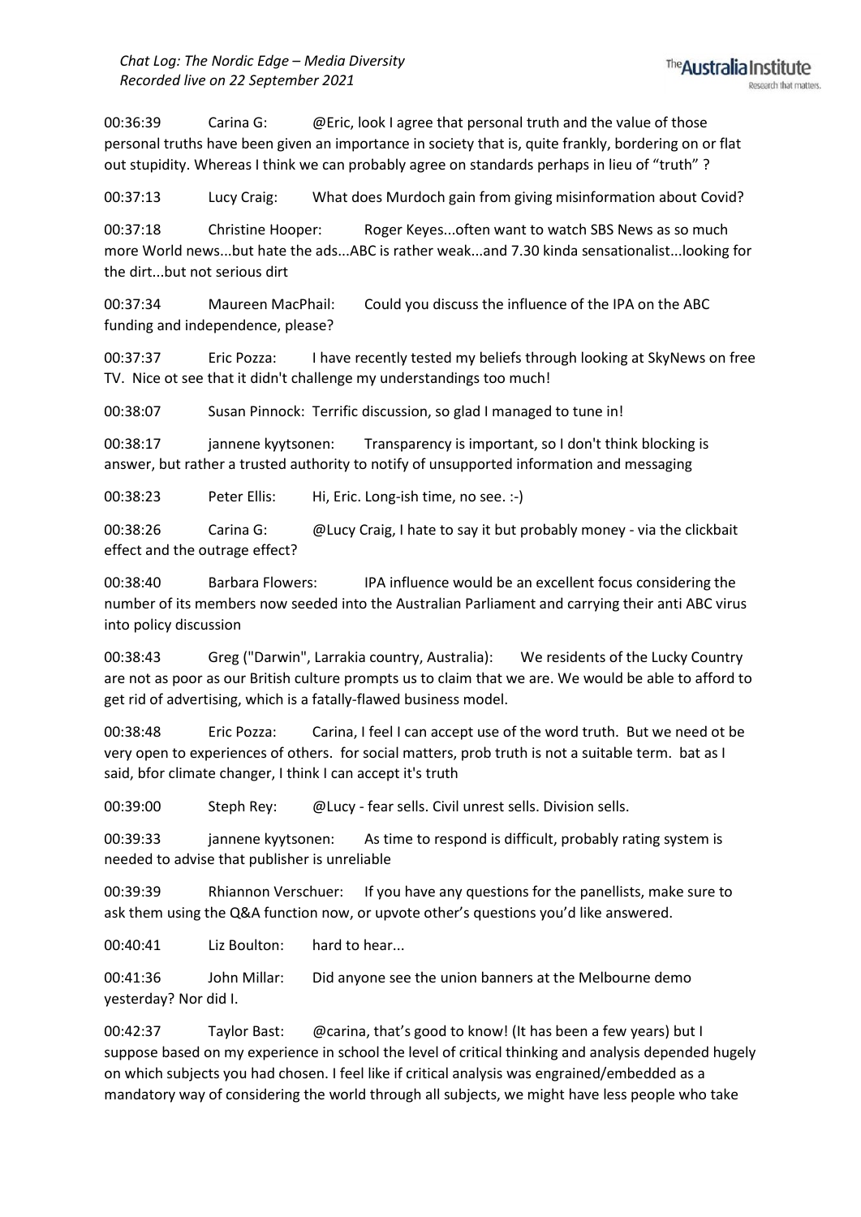00:36:39 Carina G: @Eric, look I agree that personal truth and the value of those personal truths have been given an importance in society that is, quite frankly, bordering on or flat out stupidity. Whereas I think we can probably agree on standards perhaps in lieu of "truth" ?

00:37:13 Lucy Craig: What does Murdoch gain from giving misinformation about Covid?

00:37:18 Christine Hooper: Roger Keyes...often want to watch SBS News as so much more World news...but hate the ads...ABC is rather weak...and 7.30 kinda sensationalist...looking for the dirt...but not serious dirt

00:37:34 Maureen MacPhail: Could you discuss the influence of the IPA on the ABC funding and independence, please?

00:37:37 Eric Pozza: I have recently tested my beliefs through looking at SkyNews on free TV. Nice ot see that it didn't challenge my understandings too much!

00:38:07 Susan Pinnock: Terrific discussion, so glad I managed to tune in!

00:38:17 jannene kyytsonen: Transparency is important, so I don't think blocking is answer, but rather a trusted authority to notify of unsupported information and messaging

00:38:23 Peter Ellis: Hi, Eric. Long-ish time, no see. :-)

00:38:26 Carina G: @Lucy Craig, I hate to say it but probably money - via the clickbait effect and the outrage effect?

00:38:40 Barbara Flowers: IPA influence would be an excellent focus considering the number of its members now seeded into the Australian Parliament and carrying their anti ABC virus into policy discussion

00:38:43 Greg ("Darwin", Larrakia country, Australia): We residents of the Lucky Country are not as poor as our British culture prompts us to claim that we are. We would be able to afford to get rid of advertising, which is a fatally-flawed business model.

00:38:48 Eric Pozza: Carina, I feel I can accept use of the word truth. But we need ot be very open to experiences of others. for social matters, prob truth is not a suitable term. bat as I said, bfor climate changer, I think I can accept it's truth

00:39:00 Steph Rey: @Lucy - fear sells. Civil unrest sells. Division sells.

00:39:33 jannene kyytsonen: As time to respond is difficult, probably rating system is needed to advise that publisher is unreliable

00:39:39 Rhiannon Verschuer: If you have any questions for the panellists, make sure to ask them using the Q&A function now, or upvote other's questions you'd like answered.

00:40:41 Liz Boulton: hard to hear...

00:41:36 John Millar: Did anyone see the union banners at the Melbourne demo yesterday? Nor did I.

00:42:37 Taylor Bast: @carina, that's good to know! (It has been a few years) but I suppose based on my experience in school the level of critical thinking and analysis depended hugely on which subjects you had chosen. I feel like if critical analysis was engrained/embedded as a mandatory way of considering the world through all subjects, we might have less people who take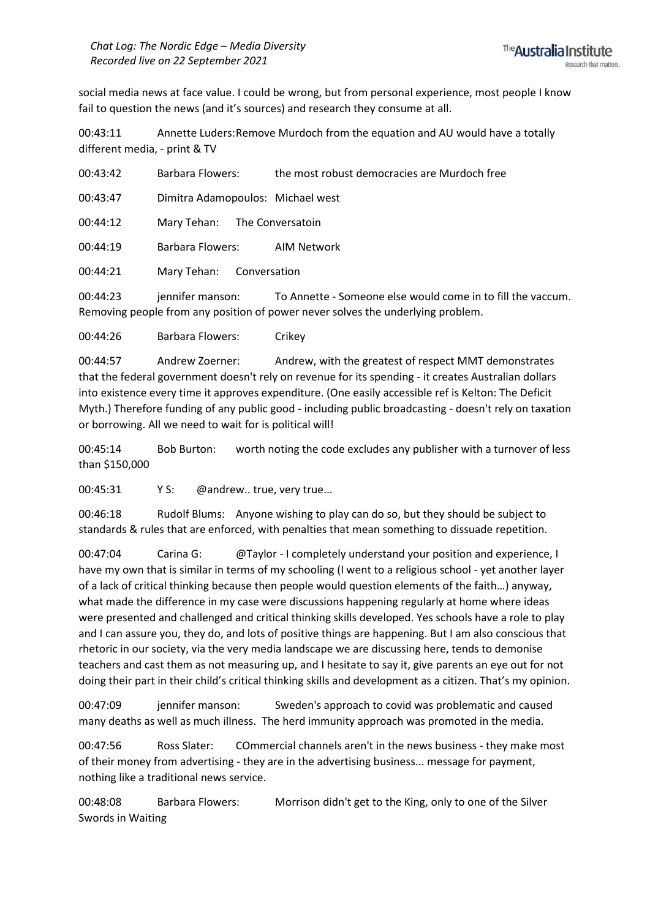social media news at face value. I could be wrong, but from personal experience, most people I know fail to question the news (and it's sources) and research they consume at all.

00:43:11 Annette Luders: Remove Murdoch from the equation and AU would have a totally different media, - print & TV

00:43:42 Barbara Flowers: the most robust democracies are Murdoch free

00:43:47 Dimitra Adamopoulos: Michael west

00:44:12 Mary Tehan: The Conversatoin

00:44:19 Barbara Flowers: AIM Network

00:44:21 Mary Tehan: Conversation

00:44:23 jennifer manson: To Annette - Someone else would come in to fill the vaccum. Removing people from any position of power never solves the underlying problem.

00:44:26 Barbara Flowers: Crikey

00:44:57 Andrew Zoerner: Andrew, with the greatest of respect MMT demonstrates that the federal government doesn't rely on revenue for its spending - it creates Australian dollars into existence every time it approves expenditure. (One easily accessible ref is Kelton: The Deficit Myth.) Therefore funding of any public good - including public broadcasting - doesn't rely on taxation or borrowing. All we need to wait for is political will!

00:45:14 Bob Burton: worth noting the code excludes any publisher with a turnover of less than $150,000

00:45:31 Y S: @andrew.. true, very true...

00:46:18 Rudolf Blums: Anyone wishing to play can do so, but they should be subject to standards & rules that are enforced, with penalties that mean something to dissuade repetition.

00:47:04 Carina G: @Taylor - I completely understand your position and experience, I have my own that is similar in terms of my schooling (I went to a religious school - yet another layer of a lack of critical thinking because then people would question elements of the faith…) anyway, what made the difference in my case were discussions happening regularly at home where ideas were presented and challenged and critical thinking skills developed. Yes schools have a role to play and I can assure you, they do, and lots of positive things are happening. But I am also conscious that rhetoric in our society, via the very media landscape we are discussing here, tends to demonise teachers and cast them as not measuring up, and I hesitate to say it, give parents an eye out for not doing their part in their child's critical thinking skills and development as a citizen. That's my opinion.

00:47:09 jennifer manson: Sweden's approach to covid was problematic and caused many deaths as well as much illness. The herd immunity approach was promoted in the media.

00:47:56 Ross Slater: COmmercial channels aren't in the news business - they make most of their money from advertising - they are in the advertising business... message for payment, nothing like a traditional news service.

00:48:08 Barbara Flowers: Morrison didn't get to the King, only to one of the Silver Swords in Waiting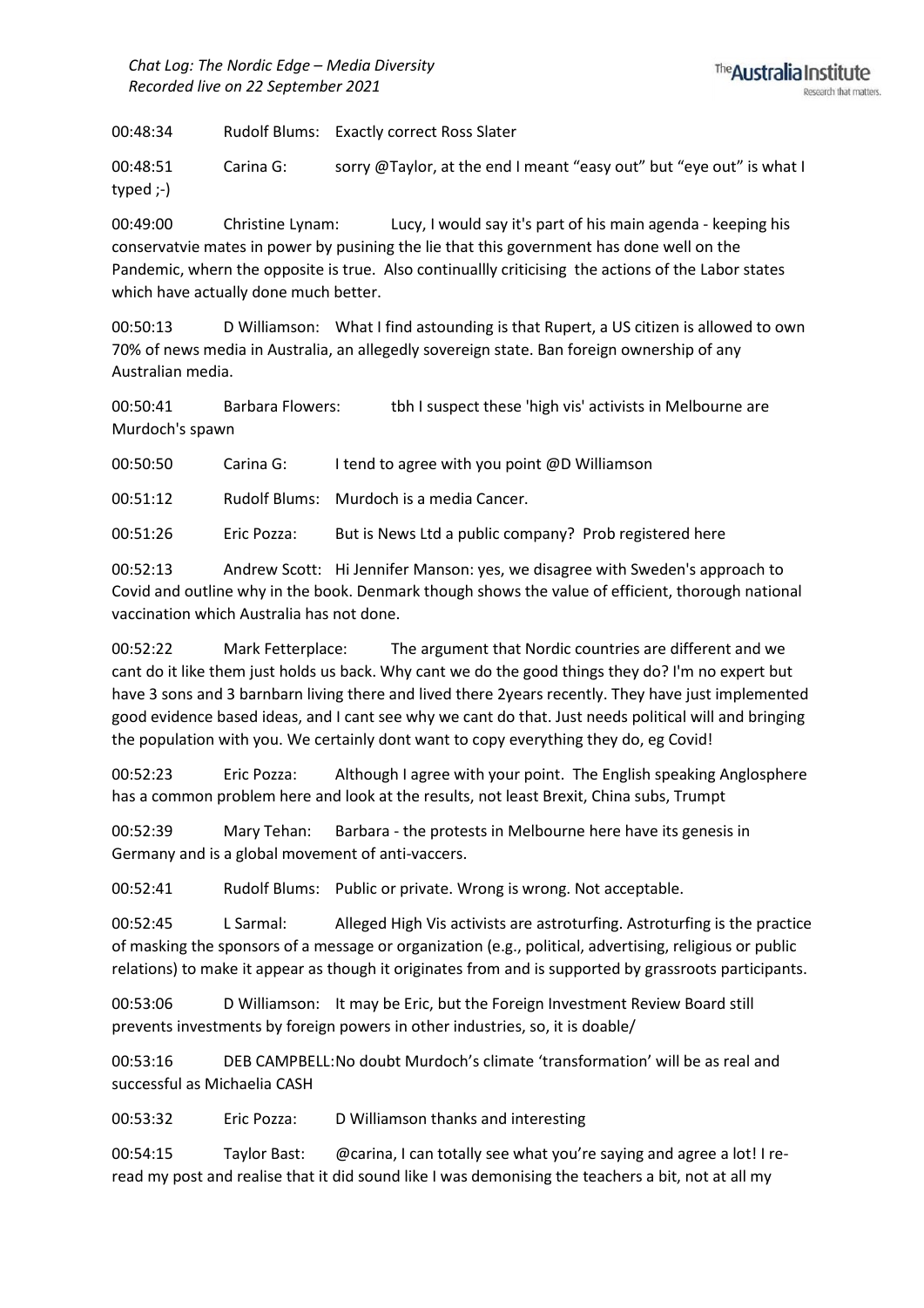00:48:34 Rudolf Blums: Exactly correct Ross Slater

00:48:51 Carina G: sorry @Taylor, at the end I meant "easy out" but "eye out" is what I typed ;-)

00:49:00 Christine Lynam: Lucy, I would say it's part of his main agenda - keeping his conservatvie mates in power by pusining the lie that this government has done well on the Pandemic, whern the opposite is true. Also continuallly criticising the actions of the Labor states which have actually done much better.

00:50:13 D Williamson: What I find astounding is that Rupert, a US citizen is allowed to own 70% of news media in Australia, an allegedly sovereign state. Ban foreign ownership of any Australian media.

00:50:41 Barbara Flowers: tbh I suspect these 'high vis' activists in Melbourne are Murdoch's spawn

00:50:50 Carina G: I tend to agree with you point @D Williamson

00:51:12 Rudolf Blums: Murdoch is a media Cancer.

00:51:26 Eric Pozza: But is News Ltd a public company? Prob registered here

00:52:13 Andrew Scott: Hi Jennifer Manson: yes, we disagree with Sweden's approach to Covid and outline why in the book. Denmark though shows the value of efficient, thorough national vaccination which Australia has not done.

00:52:22 Mark Fetterplace: The argument that Nordic countries are different and we cant do it like them just holds us back. Why cant we do the good things they do? I'm no expert but have 3 sons and 3 barnbarn living there and lived there 2years recently. They have just implemented good evidence based ideas, and I cant see why we cant do that. Just needs political will and bringing the population with you. We certainly dont want to copy everything they do, eg Covid!

00:52:23 Eric Pozza: Although I agree with your point. The English speaking Anglosphere has a common problem here and look at the results, not least Brexit, China subs, Trumpt

00:52:39 Mary Tehan: Barbara - the protests in Melbourne here have its genesis in Germany and is a global movement of anti-vaccers.

00:52:41 Rudolf Blums: Public or private. Wrong is wrong. Not acceptable.

00:52:45 L Sarmal: Alleged High Vis activists are astroturfing. Astroturfing is the practice of masking the sponsors of a message or organization (e.g., political, advertising, religious or public relations) to make it appear as though it originates from and is supported by grassroots participants.

00:53:06 D Williamson: It may be Eric, but the Foreign Investment Review Board still prevents investments by foreign powers in other industries, so, it is doable/

00:53:16 DEB CAMPBELL: No doubt Murdoch's climate 'transformation' will be as real and successful as Michaelia CASH

00:53:32 Eric Pozza: D Williamson thanks and interesting

00:54:15 Taylor Bast: @carina, I can totally see what you're saying and agree a lot! I re-read my post and realise that it did sound like I was demonising the teachers a bit, not at all my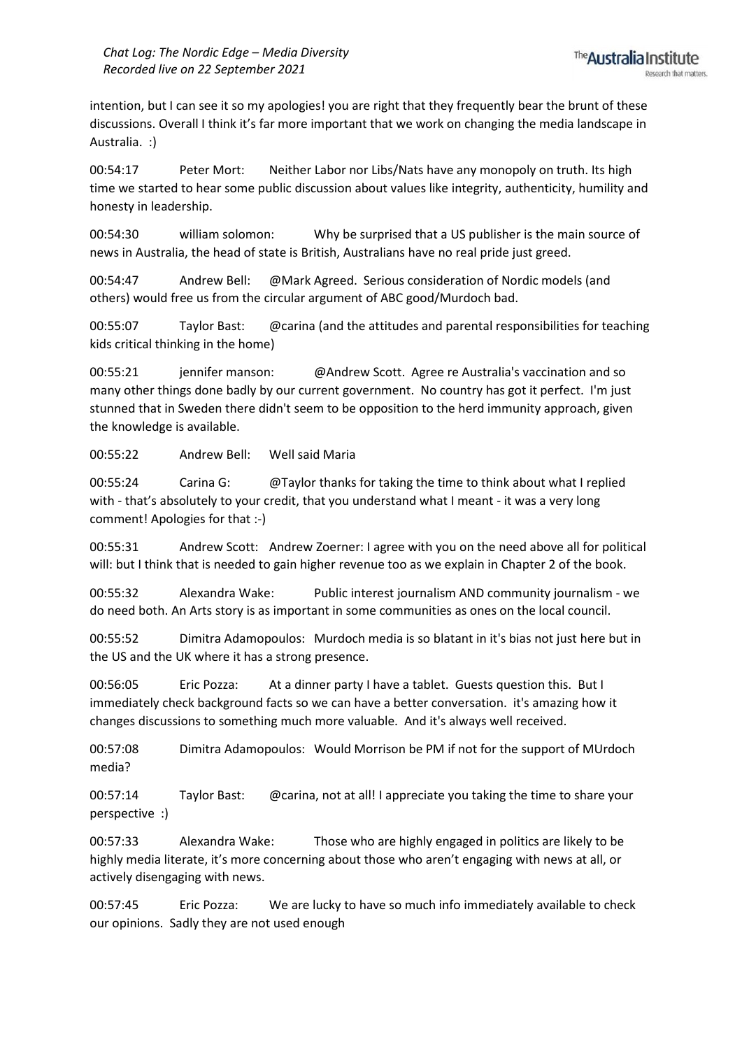intention, but I can see it so my apologies! you are right that they frequently bear the brunt of these discussions. Overall I think it's far more important that we work on changing the media landscape in Australia. :)

00:54:17 Peter Mort: Neither Labor nor Libs/Nats have any monopoly on truth. Its high time we started to hear some public discussion about values like integrity, authenticity, humility and honesty in leadership.

00:54:30 william solomon: Why be surprised that a US publisher is the main source of news in Australia, the head of state is British, Australians have no real pride just greed.

00:54:47 Andrew Bell: @Mark Agreed. Serious consideration of Nordic models (and others) would free us from the circular argument of ABC good/Murdoch bad.

00:55:07 Taylor Bast: @carina (and the attitudes and parental responsibilities for teaching kids critical thinking in the home)

00:55:21 jennifer manson: @Andrew Scott. Agree re Australia's vaccination and so many other things done badly by our current government. No country has got it perfect. I'm just stunned that in Sweden there didn't seem to be opposition to the herd immunity approach, given the knowledge is available.

00:55:22 Andrew Bell: Well said Maria

00:55:24 Carina G: @Taylor thanks for taking the time to think about what I replied with - that's absolutely to your credit, that you understand what I meant - it was a very long comment! Apologies for that :-)

00:55:31 Andrew Scott: Andrew Zoerner: I agree with you on the need above all for political will: but I think that is needed to gain higher revenue too as we explain in Chapter 2 of the book.

00:55:32 Alexandra Wake: Public interest journalism AND community journalism - we do need both. An Arts story is as important in some communities as ones on the local council.

00:55:52 Dimitra Adamopoulos: Murdoch media is so blatant in it's bias not just here but in the US and the UK where it has a strong presence.

00:56:05 Eric Pozza: At a dinner party I have a tablet. Guests question this. But I immediately check background facts so we can have a better conversation. it's amazing how it changes discussions to something much more valuable. And it's always well received.

00:57:08 Dimitra Adamopoulos: Would Morrison be PM if not for the support of MUrdoch media?

00:57:14 Taylor Bast: @carina, not at all! I appreciate you taking the time to share your perspective :)

00:57:33 Alexandra Wake: Those who are highly engaged in politics are likely to be highly media literate, it's more concerning about those who aren't engaging with news at all, or actively disengaging with news.

00:57:45 Eric Pozza: We are lucky to have so much info immediately available to check our opinions. Sadly they are not used enough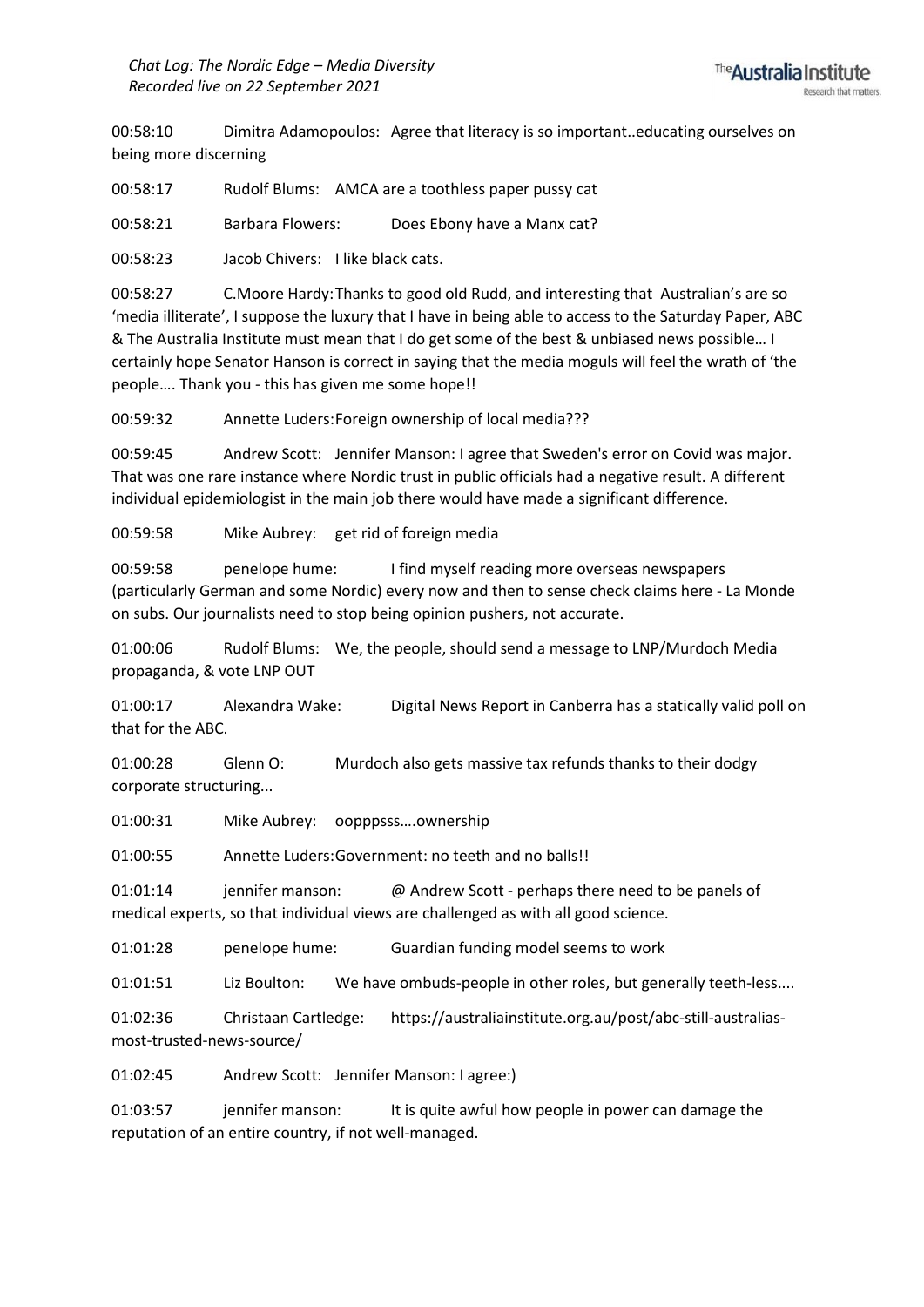00:58:10 Dimitra Adamopoulos: Agree that literacy is so important..educating ourselves on being more discerning

00:58:17 Rudolf Blums: AMCA are a toothless paper pussy cat

00:58:21 Barbara Flowers: Does Ebony have a Manx cat?

00:58:23 Jacob Chivers: I like black cats.

00:58:27 C.Moore Hardy: Thanks to good old Rudd, and interesting that Australian's are so 'media illiterate', I suppose the luxury that I have in being able to access to the Saturday Paper, ABC & The Australia Institute must mean that I do get some of the best & unbiased news possible… I certainly hope Senator Hanson is correct in saying that the media moguls will feel the wrath of 'the people…. Thank you - this has given me some hope!!

00:59:32 Annette Luders: Foreign ownership of local media???

00:59:45 Andrew Scott: Jennifer Manson: I agree that Sweden's error on Covid was major. That was one rare instance where Nordic trust in public officials had a negative result. A different individual epidemiologist in the main job there would have made a significant difference.

00:59:58 Mike Aubrey: get rid of foreign media

00:59:58 penelope hume: I find myself reading more overseas newspapers (particularly German and some Nordic) every now and then to sense check claims here - La Monde on subs. Our journalists need to stop being opinion pushers, not accurate.

01:00:06 Rudolf Blums: We, the people, should send a message to LNP/Murdoch Media propaganda, & vote LNP OUT

01:00:17 Alexandra Wake: Digital News Report in Canberra has a statically valid poll on that for the ABC.

01:00:28 Glenn O: Murdoch also gets massive tax refunds thanks to their dodgy corporate structuring...

01:00:31 Mike Aubrey: oopppsss….ownership

01:00:55 Annette Luders: Government: no teeth and no balls!!

01:01:14 jennifer manson: @ Andrew Scott - perhaps there need to be panels of medical experts, so that individual views are challenged as with all good science.

01:01:28 penelope hume: Guardian funding model seems to work

01:01:51 Liz Boulton: We have ombuds-people in other roles, but generally teeth-less....

01:02:36 Christaan Cartledge: https://australiainstitute.org.au/post/abc-still-australias-most-trusted-news-source/

01:02:45 Andrew Scott: Jennifer Manson: I agree:)

01:03:57 jennifer manson: It is quite awful how people in power can damage the reputation of an entire country, if not well-managed.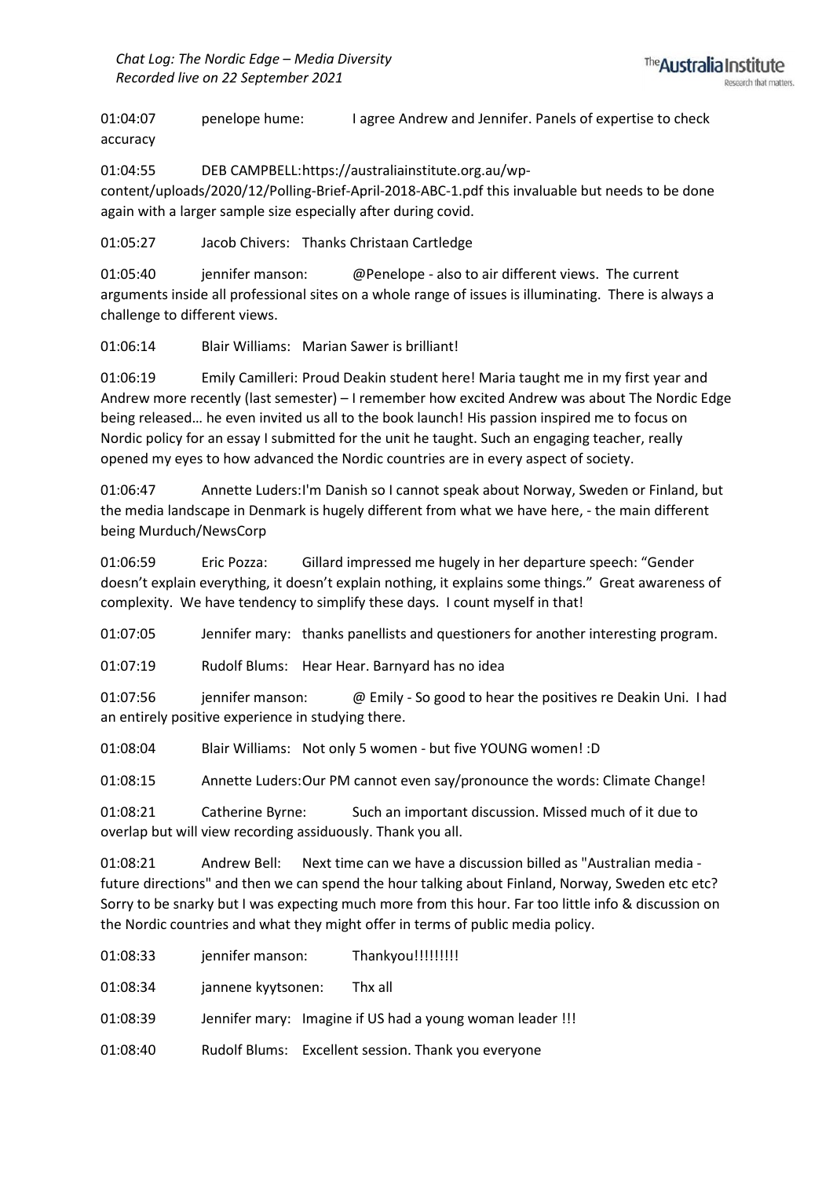01:04:07 penelope hume: I agree Andrew and Jennifer. Panels of expertise to check accuracy

01:04:55 DEB CAMPBELL: https://australiainstitute.org.au/wp-content/uploads/2020/12/Polling-Brief-April-2018-ABC-1.pdf this invaluable but needs to be done again with a larger sample size especially after during covid.

01:05:27 Jacob Chivers: Thanks Christaan Cartledge

01:05:40 jennifer manson: @Penelope - also to air different views. The current arguments inside all professional sites on a whole range of issues is illuminating. There is always a challenge to different views.

01:06:14 Blair Williams: Marian Sawer is brilliant!

01:06:19 Emily Camilleri: Proud Deakin student here! Maria taught me in my first year and Andrew more recently (last semester) – I remember how excited Andrew was about The Nordic Edge being released… he even invited us all to the book launch! His passion inspired me to focus on Nordic policy for an essay I submitted for the unit he taught. Such an engaging teacher, really opened my eyes to how advanced the Nordic countries are in every aspect of society.

01:06:47 Annette Luders: I'm Danish so I cannot speak about Norway, Sweden or Finland, but the media landscape in Denmark is hugely different from what we have here, - the main different being Murduch/NewsCorp

01:06:59 Eric Pozza: Gillard impressed me hugely in her departure speech: "Gender doesn't explain everything, it doesn't explain nothing, it explains some things." Great awareness of complexity. We have tendency to simplify these days. I count myself in that!

01:07:05 Jennifer mary: thanks panellists and questioners for another interesting program.

01:07:19 Rudolf Blums: Hear Hear. Barnyard has no idea

01:07:56 jennifer manson: @ Emily - So good to hear the positives re Deakin Uni. I had an entirely positive experience in studying there.

01:08:04 Blair Williams: Not only 5 women - but five YOUNG women! :D

01:08:15 Annette Luders: Our PM cannot even say/pronounce the words: Climate Change!

01:08:21 Catherine Byrne: Such an important discussion. Missed much of it due to overlap but will view recording assiduously. Thank you all.

01:08:21 Andrew Bell: Next time can we have a discussion billed as "Australian media - future directions" and then we can spend the hour talking about Finland, Norway, Sweden etc etc? Sorry to be snarky but I was expecting much more from this hour. Far too little info & discussion on the Nordic countries and what they might offer in terms of public media policy.

01:08:33 jennifer manson: Thankyou!!!!!!!!!

01:08:34 jannene kyytsonen: Thx all

01:08:39 Jennifer mary: Imagine if US had a young woman leader !!!

01:08:40 Rudolf Blums: Excellent session. Thank you everyone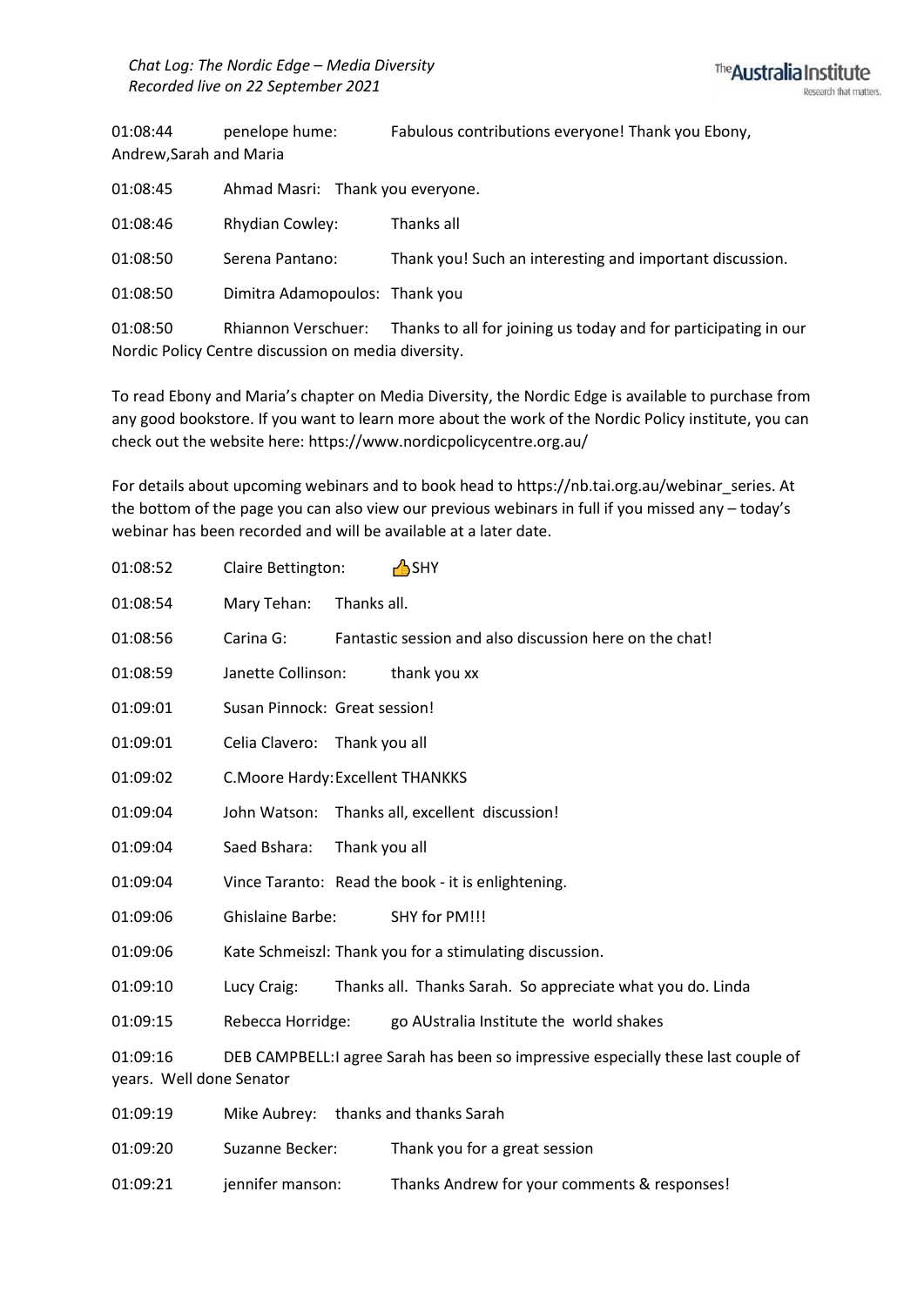01:08:44 penelope hume: Fabulous contributions everyone! Thank you Ebony, Andrew,Sarah and Maria

01:08:45 Ahmad Masri: Thank you everyone.

01:08:46 Rhydian Cowley: Thanks all

01:08:50 Serena Pantano: Thank you! Such an interesting and important discussion.

01:08:50 Dimitra Adamopoulos: Thank you

01:08:50 Rhiannon Verschuer: Thanks to all for joining us today and for participating in our Nordic Policy Centre discussion on media diversity.

To read Ebony and Maria's chapter on Media Diversity, the Nordic Edge is available to purchase from any good bookstore. If you want to learn more about the work of the Nordic Policy institute, you can check out the website here: https://www.nordicpolicycentre.org.au/

For details about upcoming webinars and to book head to https://nb.tai.org.au/webinar_series. At the bottom of the page you can also view our previous webinars in full if you missed any – today's webinar has been recorded and will be available at a later date.

01:08:52 Claire Bettington: 👍SHY

01:08:54 Mary Tehan: Thanks all.

01:08:56 Carina G: Fantastic session and also discussion here on the chat!

01:08:59 Janette Collinson: thank you xx

01:09:01 Susan Pinnock: Great session!

01:09:01 Celia Clavero: Thank you all

01:09:02 C.Moore Hardy: Excellent THANKKS

01:09:04 John Watson: Thanks all, excellent discussion!

01:09:04 Saed Bshara: Thank you all

01:09:04 Vince Taranto: Read the book - it is enlightening.

01:09:06 Ghislaine Barbe: SHY for PM!!!

01:09:06 Kate Schmeiszl: Thank you for a stimulating discussion.

01:09:10 Lucy Craig: Thanks all. Thanks Sarah. So appreciate what you do. Linda

01:09:15 Rebecca Horridge: go AUstralia Institute the world shakes

01:09:16 DEB CAMPBELL:I agree Sarah has been so impressive especially these last couple of years. Well done Senator

01:09:19 Mike Aubrey: thanks and thanks Sarah

01:09:20 Suzanne Becker: Thank you for a great session

01:09:21 jennifer manson: Thanks Andrew for your comments & responses!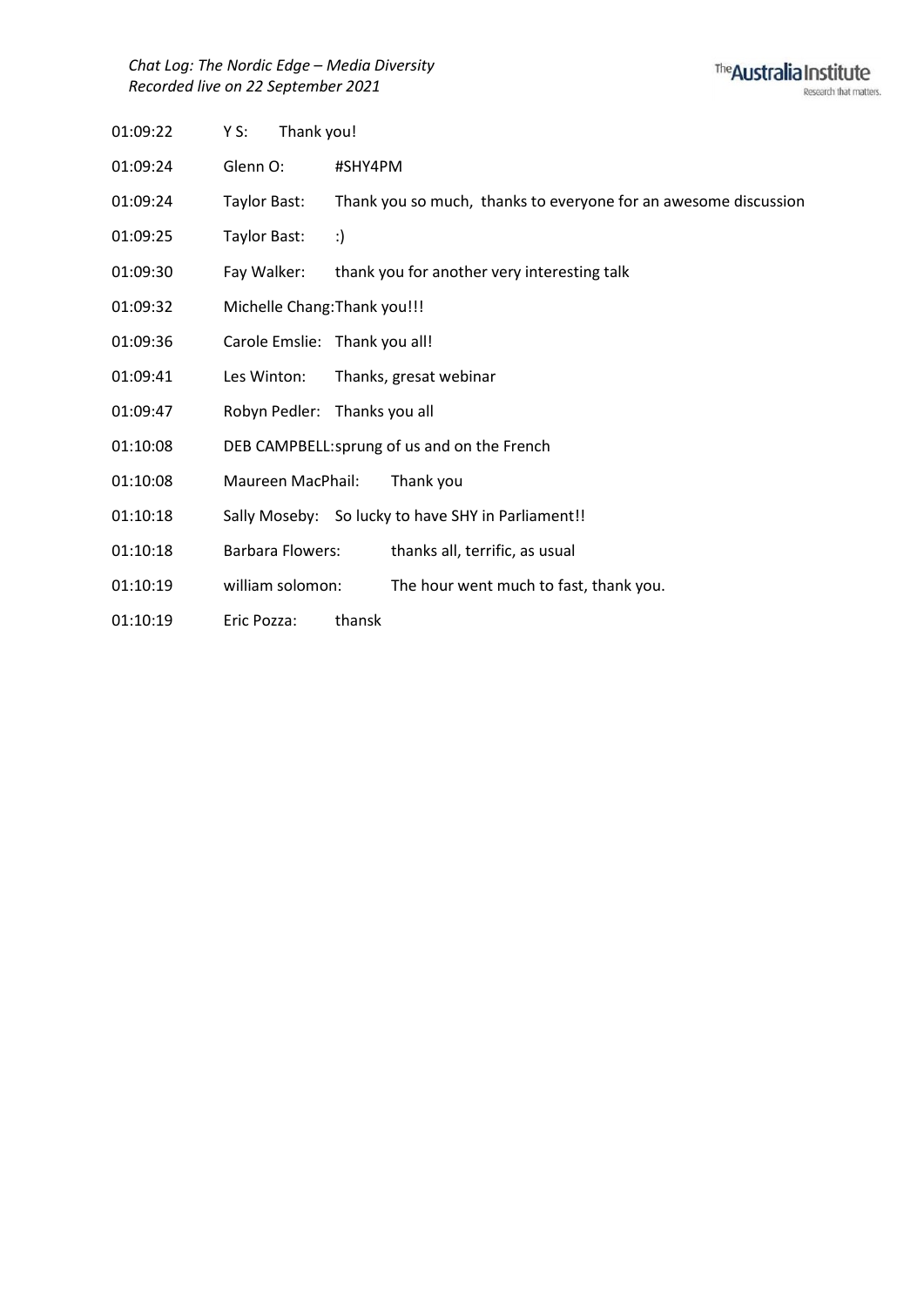| | | |
|---|---|---|
| 01:09:22 | Y S: | Thank you! |
| 01:09:24 | Glenn O: | #SHY4PM |
| 01:09:24 | Taylor Bast: | Thank you so much, thanks to everyone for an awesome discussion |
| 01:09:25 | Taylor Bast: | :) |
| 01:09:30 | Fay Walker: | thank you for another very interesting talk |
| 01:09:32 | Michelle Chang: | Thank you!!! |
| 01:09:36 | Carole Emslie: | Thank you all! |
| 01:09:41 | Les Winton: | Thanks, gresat webinar |
| 01:09:47 | Robyn Pedler: | Thanks you all |
| 01:10:08 | DEB CAMPBELL: | sprung of us and on the French |
| 01:10:08 | Maureen MacPhail: | Thank you |
| 01:10:18 | Sally Moseby: | So lucky to have SHY in Parliament!! |
| 01:10:18 | Barbara Flowers: | thanks all, terrific, as usual |
| 01:10:19 | william solomon: | The hour went much to fast, thank you. |
| 01:10:19 | Eric Pozza: | thansk |